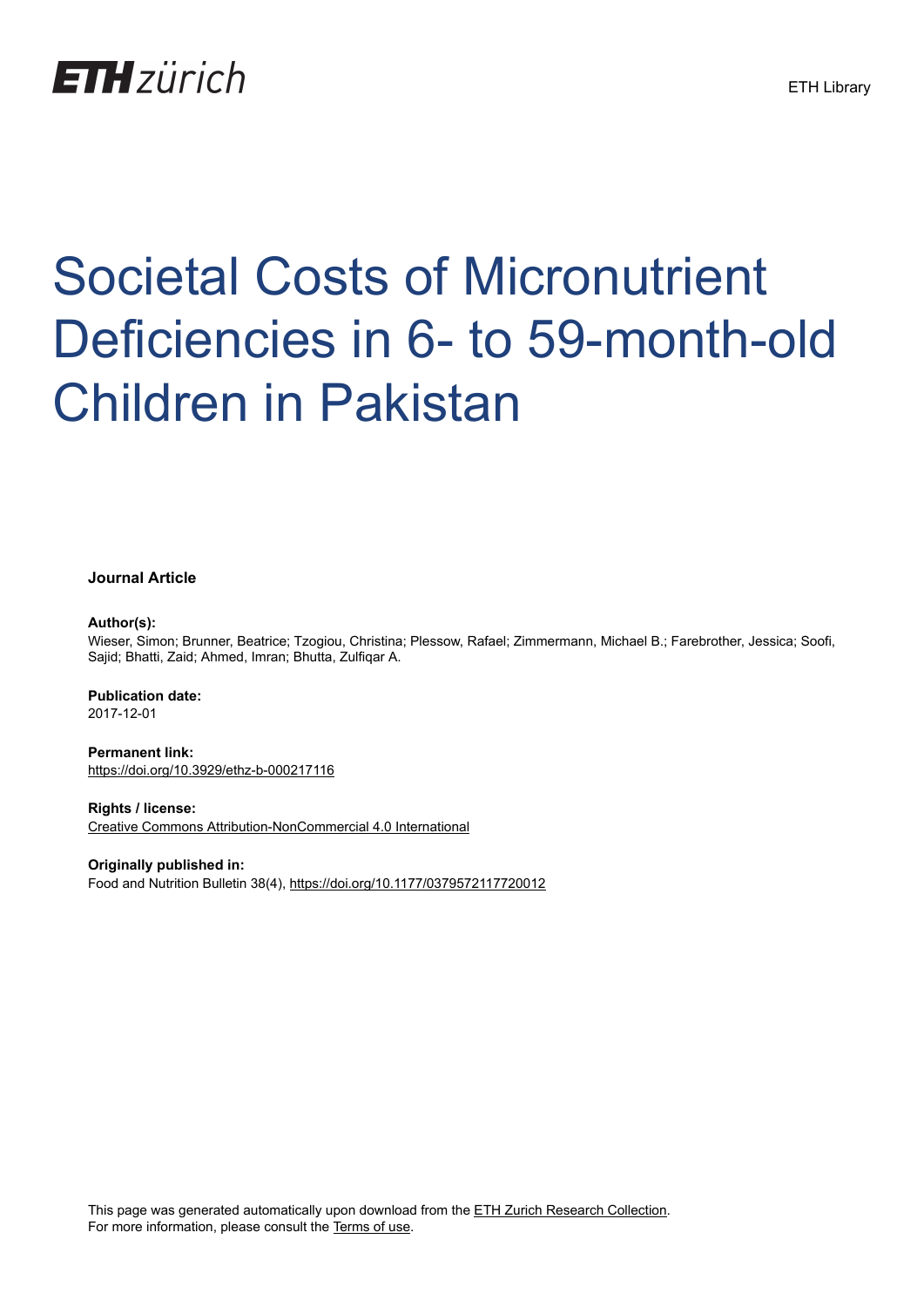# Societal Costs of Micronutrient Deficiencies in 6- to 59-month-old Children in Pakistan

**Journal Article**

**Author(s):**
Wieser, Simon; Brunner, Beatrice; Tzogiou, Christina; Plessow, Rafael; Zimmermann, Michael B.; Farebrother, Jessica; Soofi, Sajid; Bhatti, Zaid; Ahmed, Imran; Bhutta, Zulfiqar A.

**Publication date:**
2017-12-01

**Permanent link:**
https://doi.org/10.3929/ethz-b-000217116

**Rights / license:**
Creative Commons Attribution-NonCommercial 4.0 International

**Originally published in:**
Food and Nutrition Bulletin 38(4), https://doi.org/10.1177/0379572117720012

This page was generated automatically upon download from the ETH Zurich Research Collection.
For more information, please consult the Terms of use.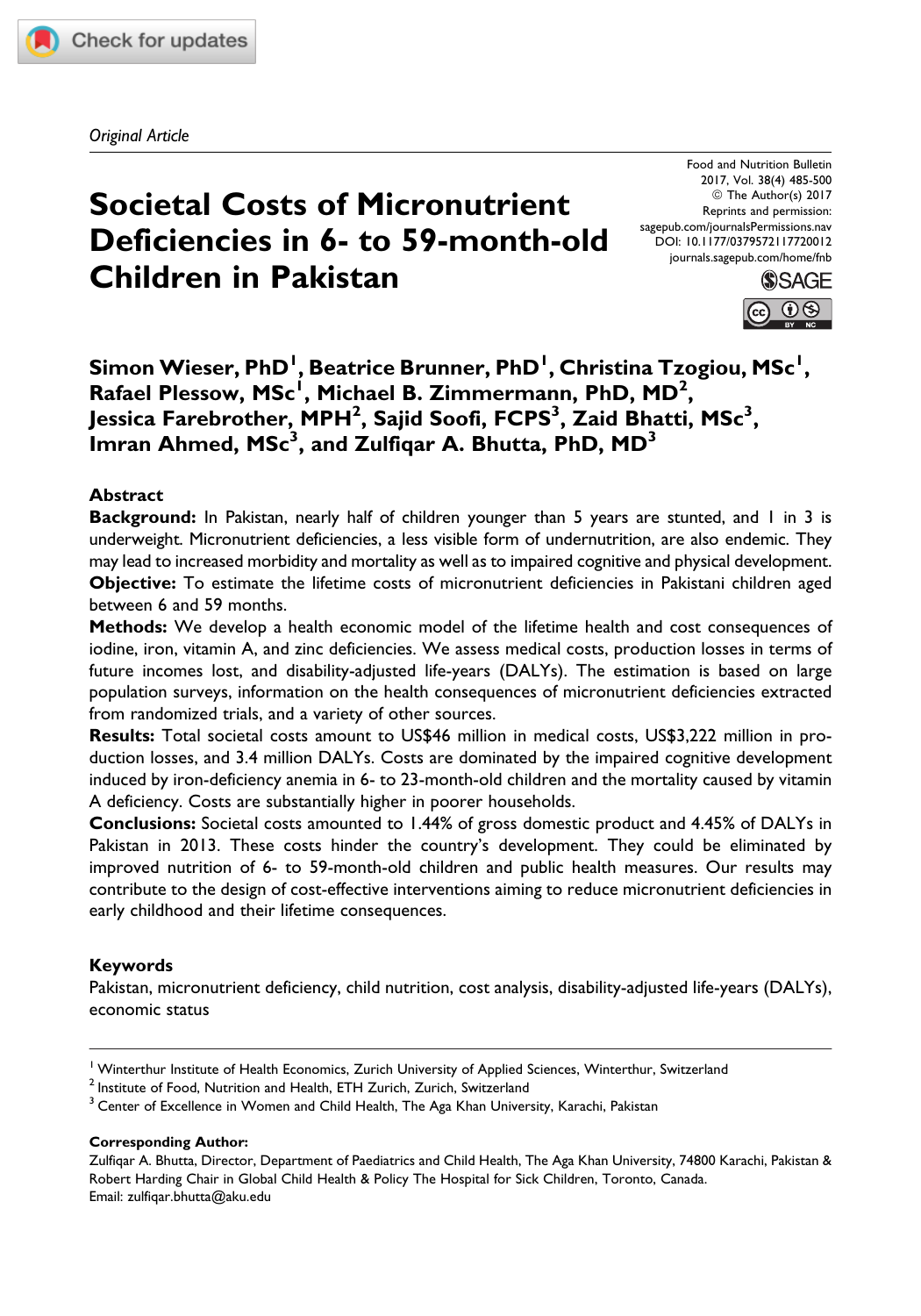*Original Article*

# Societal Costs of Micronutrient Deficiencies in 6- to 59-month-old Children in Pakistan

**Simon Wieser, PhD[1], Beatrice Brunner, PhD[1], Christina Tzogiou, MSc[1], Rafael Plessow, MSc[1], Michael B. Zimmermann, PhD, MD[2], Jessica Farebrother, MPH[2], Sajid Soofi, FCPS[3], Zaid Bhatti, MSc[3], Imran Ahmed, MSc[3], and Zulfiqar A. Bhutta, PhD, MD[3]**

### Abstract

**Background:** In Pakistan, nearly half of children younger than 5 years are stunted, and 1 in 3 is underweight. Micronutrient deficiencies, a less visible form of undernutrition, are also endemic. They may lead to increased morbidity and mortality as well as to impaired cognitive and physical development.

**Objective:** To estimate the lifetime costs of micronutrient deficiencies in Pakistani children aged between 6 and 59 months.

**Methods:** We develop a health economic model of the lifetime health and cost consequences of iodine, iron, vitamin A, and zinc deficiencies. We assess medical costs, production losses in terms of future incomes lost, and disability-adjusted life-years (DALYs). The estimation is based on large population surveys, information on the health consequences of micronutrient deficiencies extracted from randomized trials, and a variety of other sources.

**Results:** Total societal costs amount to US$46 million in medical costs, US$3,222 million in production losses, and 3.4 million DALYs. Costs are dominated by the impaired cognitive development induced by iron-deficiency anemia in 6- to 23-month-old children and the mortality caused by vitamin A deficiency. Costs are substantially higher in poorer households.

**Conclusions:** Societal costs amounted to 1.44% of gross domestic product and 4.45% of DALYs in Pakistan in 2013. These costs hinder the country's development. They could be eliminated by improved nutrition of 6- to 59-month-old children and public health measures. Our results may contribute to the design of cost-effective interventions aiming to reduce micronutrient deficiencies in early childhood and their lifetime consequences.

### Keywords

Pakistan, micronutrient deficiency, child nutrition, cost analysis, disability-adjusted life-years (DALYs), economic status

---

[1] Winterthur Institute of Health Economics, Zurich University of Applied Sciences, Winterthur, Switzerland
[2] Institute of Food, Nutrition and Health, ETH Zurich, Zurich, Switzerland
[3] Center of Excellence in Women and Child Health, The Aga Khan University, Karachi, Pakistan

**Corresponding Author:**
Zulfiqar A. Bhutta, Director, Department of Paediatrics and Child Health, The Aga Khan University, 74800 Karachi, Pakistan & Robert Harding Chair in Global Child Health & Policy The Hospital for Sick Children, Toronto, Canada.
Email: zulfiqar.bhutta@aku.edu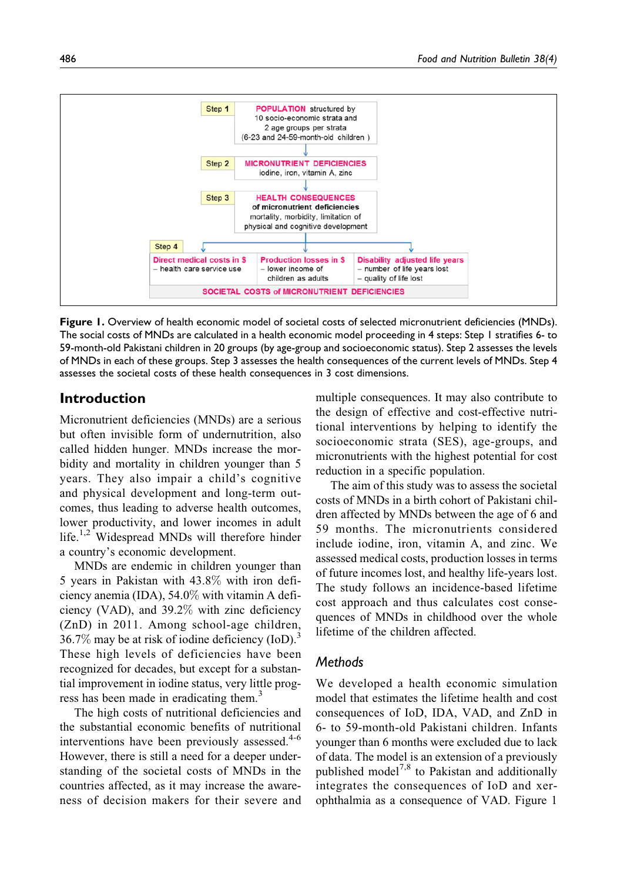Step 1 — **POPULATION** structured by 10 socio-economic strata and 2 age groups per strata (6-23 and 24-59-month-old children)

Step 2 — **MICRONUTRIENT DEFICIENCIES** iodine, iron, vitamin A, zinc

Step 3 — **HEALTH CONSEQUENCES of micronutrient deficiencies** mortality, morbidity, limitation of physical and cognitive development

Step 4

| Direct medical costs in $ | Production losses in $ | Disability adjusted life years |
| --- | --- | --- |
| – health care service use | – lower income of children as adults | – number of life years lost<br>– quality of life lost |

**SOCIETAL COSTS of MICRONUTRIENT DEFICIENCIES**

**Figure 1.** Overview of health economic model of societal costs of selected micronutrient deficiencies (MNDs). The social costs of MNDs are calculated in a health economic model proceeding in 4 steps: Step 1 stratifies 6- to 59-month-old Pakistani children in 20 groups (by age-group and socioeconomic status). Step 2 assesses the levels of MNDs in each of these groups. Step 3 assesses the health consequences of the current levels of MNDs. Step 4 assesses the societal costs of these health consequences in 3 cost dimensions.

## Introduction

Micronutrient deficiencies (MNDs) are a serious but often invisible form of undernutrition, also called hidden hunger. MNDs increase the morbidity and mortality in children younger than 5 years. They also impair a child's cognitive and physical development and long-term outcomes, thus leading to adverse health outcomes, lower productivity, and lower incomes in adult life.[1,2] Widespread MNDs will therefore hinder a country's economic development.

MNDs are endemic in children younger than 5 years in Pakistan with 43.8% with iron deficiency anemia (IDA), 54.0% with vitamin A deficiency (VAD), and 39.2% with zinc deficiency (ZnD) in 2011. Among school-age children, 36.7% may be at risk of iodine deficiency (IoD).[3] These high levels of deficiencies have been recognized for decades, but except for a substantial improvement in iodine status, very little progress has been made in eradicating them.[3]

The high costs of nutritional deficiencies and the substantial economic benefits of nutritional interventions have been previously assessed.[4-6] However, there is still a need for a deeper understanding of the societal costs of MNDs in the countries affected, as it may increase the awareness of decision makers for their severe and multiple consequences. It may also contribute to the design of effective and cost-effective nutritional interventions by helping to identify the socioeconomic strata (SES), age-groups, and micronutrients with the highest potential for cost reduction in a specific population.

The aim of this study was to assess the societal costs of MNDs in a birth cohort of Pakistani children affected by MNDs between the age of 6 and 59 months. The micronutrients considered include iodine, iron, vitamin A, and zinc. We assessed medical costs, production losses in terms of future incomes lost, and healthy life-years lost. The study follows an incidence-based lifetime cost approach and thus calculates cost consequences of MNDs in childhood over the whole lifetime of the children affected.

### *Methods*

We developed a health economic simulation model that estimates the lifetime health and cost consequences of IoD, IDA, VAD, and ZnD in 6- to 59-month-old Pakistani children. Infants younger than 6 months were excluded due to lack of data. The model is an extension of a previously published model[7,8] to Pakistan and additionally integrates the consequences of IoD and xerophthalmia as a consequence of VAD. Figure 1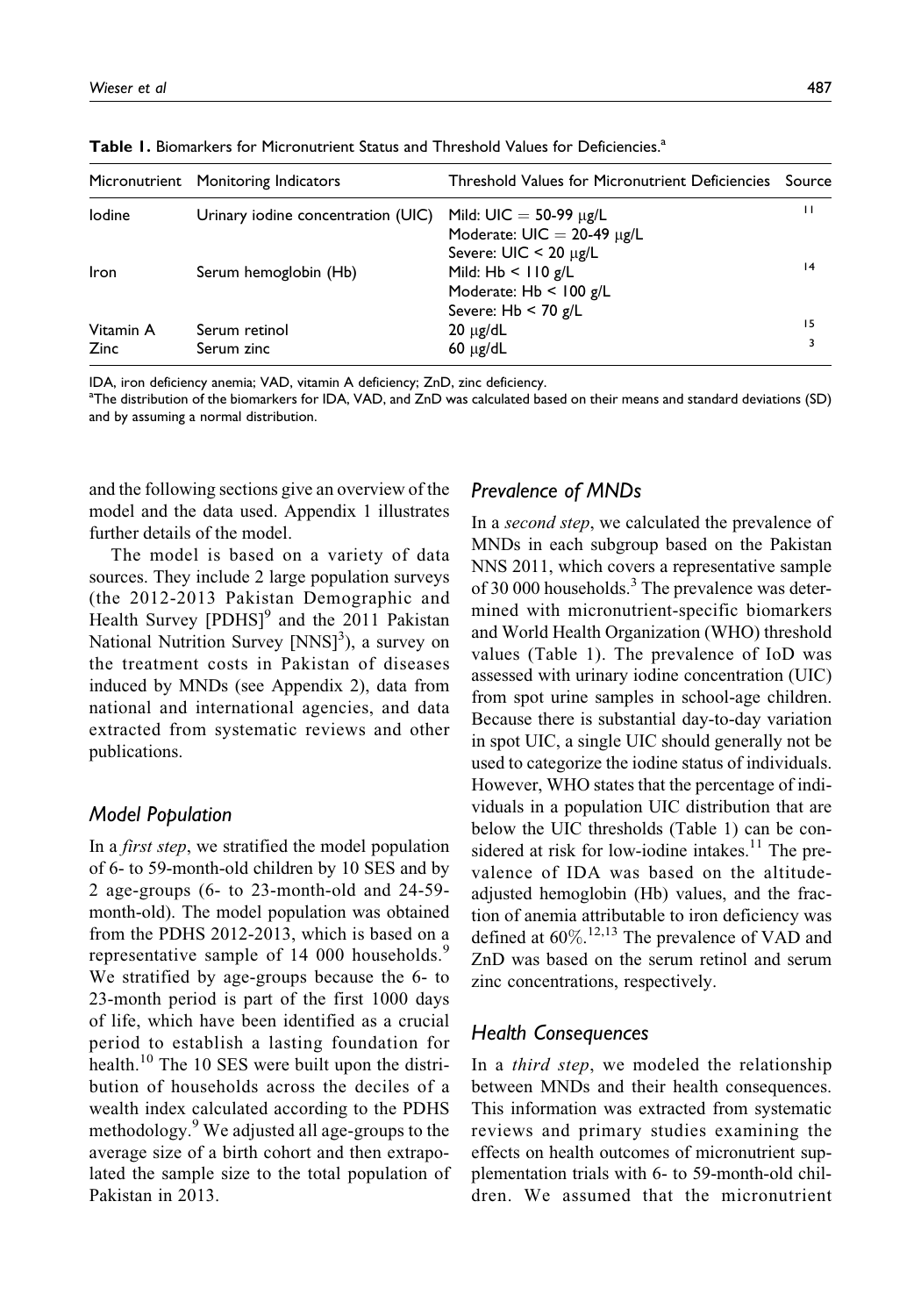**Table 1.** Biomarkers for Micronutrient Status and Threshold Values for Deficiencies.[a]

| Micronutrient | Monitoring Indicators | Threshold Values for Micronutrient Deficiencies | Source |
| --- | --- | --- | --- |
| Iodine | Urinary iodine concentration (UIC) | Mild: UIC = 50-99 μg/L<br>Moderate: UIC = 20-49 μg/L<br>Severe: UIC < 20 μg/L | 11 |
| Iron | Serum hemoglobin (Hb) | Mild: Hb < 110 g/L<br>Moderate: Hb < 100 g/L<br>Severe: Hb < 70 g/L | 14 |
| Vitamin A | Serum retinol | 20 μg/dL | 15 |
| Zinc | Serum zinc | 60 μg/dL | 3 |

IDA, iron deficiency anemia; VAD, vitamin A deficiency; ZnD, zinc deficiency.

[a]The distribution of the biomarkers for IDA, VAD, and ZnD was calculated based on their means and standard deviations (SD) and by assuming a normal distribution.

and the following sections give an overview of the model and the data used. Appendix 1 illustrates further details of the model.

The model is based on a variety of data sources. They include 2 large population surveys (the 2012-2013 Pakistan Demographic and Health Survey [PDHS][9] and the 2011 Pakistan National Nutrition Survey [NNS][3]), a survey on the treatment costs in Pakistan of diseases induced by MNDs (see Appendix 2), data from national and international agencies, and data extracted from systematic reviews and other publications.

### Model Population

In a *first step*, we stratified the model population of 6- to 59-month-old children by 10 SES and by 2 age-groups (6- to 23-month-old and 24-59-month-old). The model population was obtained from the PDHS 2012-2013, which is based on a representative sample of 14 000 households.[9] We stratified by age-groups because the 6- to 23-month period is part of the first 1000 days of life, which have been identified as a crucial period to establish a lasting foundation for health.[10] The 10 SES were built upon the distribution of households across the deciles of a wealth index calculated according to the PDHS methodology.[9] We adjusted all age-groups to the average size of a birth cohort and then extrapolated the sample size to the total population of Pakistan in 2013.

### Prevalence of MNDs

In a *second step*, we calculated the prevalence of MNDs in each subgroup based on the Pakistan NNS 2011, which covers a representative sample of 30 000 households.[3] The prevalence was determined with micronutrient-specific biomarkers and World Health Organization (WHO) threshold values (Table 1). The prevalence of IoD was assessed with urinary iodine concentration (UIC) from spot urine samples in school-age children. Because there is substantial day-to-day variation in spot UIC, a single UIC should generally not be used to categorize the iodine status of individuals. However, WHO states that the percentage of individuals in a population UIC distribution that are below the UIC thresholds (Table 1) can be considered at risk for low-iodine intakes.[11] The prevalence of IDA was based on the altitude-adjusted hemoglobin (Hb) values, and the fraction of anemia attributable to iron deficiency was defined at 60%.[12,13] The prevalence of VAD and ZnD was based on the serum retinol and serum zinc concentrations, respectively.

### Health Consequences

In a *third step*, we modeled the relationship between MNDs and their health consequences. This information was extracted from systematic reviews and primary studies examining the effects on health outcomes of micronutrient supplementation trials with 6- to 59-month-old children. We assumed that the micronutrient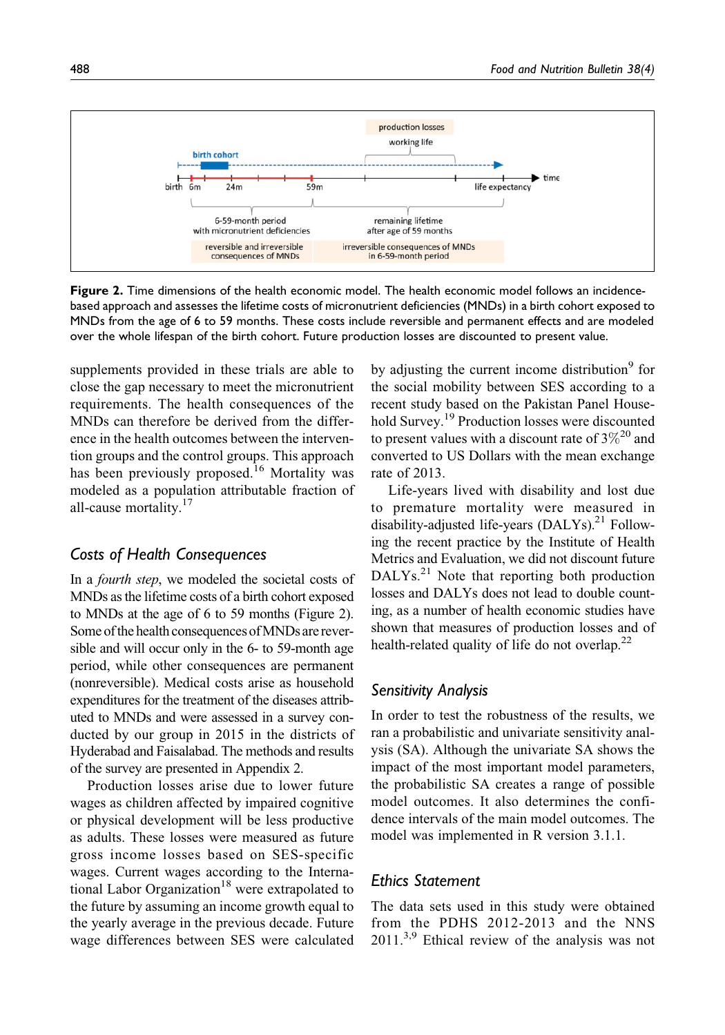**Figure 2.** Time dimensions of the health economic model. The health economic model follows an incidence-based approach and assesses the lifetime costs of micronutrient deficiencies (MNDs) in a birth cohort exposed to MNDs from the age of 6 to 59 months. These costs include reversible and permanent effects and are modeled over the whole lifespan of the birth cohort. Future production losses are discounted to present value.

supplements provided in these trials are able to close the gap necessary to meet the micronutrient requirements. The health consequences of the MNDs can therefore be derived from the difference in the health outcomes between the intervention groups and the control groups. This approach has been previously proposed.[16] Mortality was modeled as a population attributable fraction of all-cause mortality.[17]

## Costs of Health Consequences

In a *fourth step*, we modeled the societal costs of MNDs as the lifetime costs of a birth cohort exposed to MNDs at the age of 6 to 59 months (Figure 2). Some of the health consequences of MNDs are reversible and will occur only in the 6- to 59-month age period, while other consequences are permanent (nonreversible). Medical costs arise as household expenditures for the treatment of the diseases attributed to MNDs and were assessed in a survey conducted by our group in 2015 in the districts of Hyderabad and Faisalabad. The methods and results of the survey are presented in Appendix 2.

Production losses arise due to lower future wages as children affected by impaired cognitive or physical development will be less productive as adults. These losses were measured as future gross income losses based on SES-specific wages. Current wages according to the International Labor Organization[18] were extrapolated to the future by assuming an income growth equal to the yearly average in the previous decade. Future wage differences between SES were calculated by adjusting the current income distribution[9] for the social mobility between SES according to a recent study based on the Pakistan Panel Household Survey.[19] Production losses were discounted to present values with a discount rate of 3%[20] and converted to US Dollars with the mean exchange rate of 2013.

Life-years lived with disability and lost due to premature mortality were measured in disability-adjusted life-years (DALYs).[21] Following the recent practice by the Institute of Health Metrics and Evaluation, we did not discount future DALYs.[21] Note that reporting both production losses and DALYs does not lead to double counting, as a number of health economic studies have shown that measures of production losses and of health-related quality of life do not overlap.[22]

## Sensitivity Analysis

In order to test the robustness of the results, we ran a probabilistic and univariate sensitivity analysis (SA). Although the univariate SA shows the impact of the most important model parameters, the probabilistic SA creates a range of possible model outcomes. It also determines the confidence intervals of the main model outcomes. The model was implemented in R version 3.1.1.

## Ethics Statement

The data sets used in this study were obtained from the PDHS 2012-2013 and the NNS 2011.[3,9] Ethical review of the analysis was not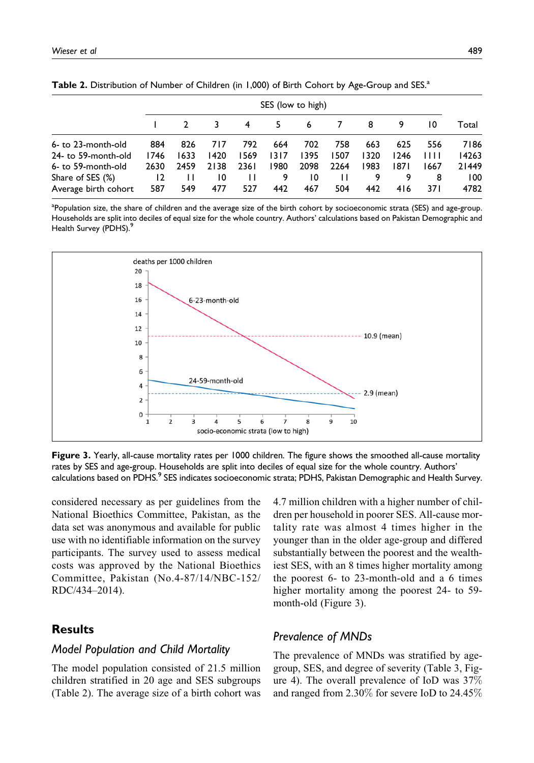**Table 2.** Distribution of Number of Children (in 1,000) of Birth Cohort by Age-Group and SES.[a]

| | SES (low to high) | | | | | | | | | | |
|---|---|---|---|---|---|---|---|---|---|---|---|
| | 1 | 2 | 3 | 4 | 5 | 6 | 7 | 8 | 9 | 10 | Total |
| 6- to 23-month-old | 884 | 826 | 717 | 792 | 664 | 702 | 758 | 663 | 625 | 556 | 7186 |
| 24- to 59-month-old | 1746 | 1633 | 1420 | 1569 | 1317 | 1395 | 1507 | 1320 | 1246 | 1111 | 14263 |
| 6- to 59-month-old | 2630 | 2459 | 2138 | 2361 | 1980 | 2098 | 2264 | 1983 | 1871 | 1667 | 21449 |
| Share of SES (%) | 12 | 11 | 10 | 11 | 9 | 10 | 11 | 9 | 9 | 8 | 100 |
| Average birth cohort | 587 | 549 | 477 | 527 | 442 | 467 | 504 | 442 | 416 | 371 | 4782 |

[a]Population size, the share of children and the average size of the birth cohort by socioeconomic strata (SES) and age-group. Households are split into deciles of equal size for the whole country. Authors' calculations based on Pakistan Demographic and Health Survey (PDHS).[9]

**Figure 3.** Yearly, all-cause mortality rates per 1000 children. The figure shows the smoothed all-cause mortality rates by SES and age-group. Households are split into deciles of equal size for the whole country. Authors' calculations based on PDHS.[9] SES indicates socioeconomic strata; PDHS, Pakistan Demographic and Health Survey.

considered necessary as per guidelines from the National Bioethics Committee, Pakistan, as the data set was anonymous and available for public use with no identifiable information on the survey participants. The survey used to assess medical costs was approved by the National Bioethics Committee, Pakistan (No.4-87/14/NBC-152/RDC/434–2014).

## Results

### Model Population and Child Mortality

The model population consisted of 21.5 million children stratified in 20 age and SES subgroups (Table 2). The average size of a birth cohort was 4.7 million children with a higher number of children per household in poorer SES. All-cause mortality rate was almost 4 times higher in the younger than in the older age-group and differed substantially between the poorest and the wealthiest SES, with an 8 times higher mortality among the poorest 6- to 23-month-old and a 6 times higher mortality among the poorest 24- to 59-month-old (Figure 3).

### *Prevalence of MNDs*

The prevalence of MNDs was stratified by age-group, SES, and degree of severity (Table 3, Figure 4). The overall prevalence of IoD was 37% and ranged from 2.30% for severe IoD to 24.45%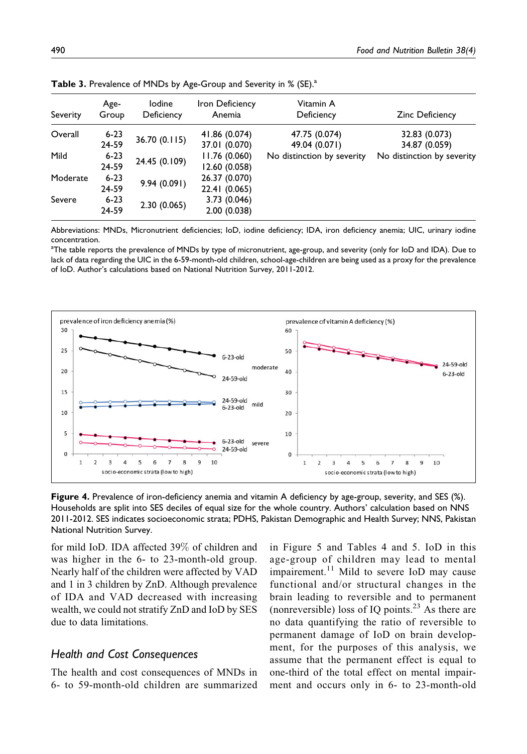**Table 3.** Prevalence of MNDs by Age-Group and Severity in % (SE).[a]

| Severity | Age-Group | Iodine Deficiency | Iron Deficiency Anemia | Vitamin A Deficiency | Zinc Deficiency |
|---|---|---|---|---|---|
| Overall | 6-23 | 36.70 (0.115) | 41.86 (0.074) | 47.75 (0.074) | 32.83 (0.073) |
| | 24-59 | | 37.01 (0.070) | 49.04 (0.071) | 34.87 (0.059) |
| Mild | 6-23 | 24.45 (0.109) | 11.76 (0.060) | No distinction by severity | No distinction by severity |
| | 24-59 | | 12.60 (0.058) | | |
| Moderate | 6-23 | 9.94 (0.091) | 26.37 (0.070) | | |
| | 24-59 | | 22.41 (0.065) | | |
| Severe | 6-23 | 2.30 (0.065) | 3.73 (0.046) | | |
| | 24-59 | | 2.00 (0.038) | | |

Abbreviations: MNDs, Micronutrient deficiencies; IoD, iodine deficiency; IDA, iron deficiency anemia; UIC, urinary iodine concentration.

[a]The table reports the prevalence of MNDs by type of micronutrient, age-group, and severity (only for IoD and IDA). Due to lack of data regarding the UIC in the 6-59-month-old children, school-age-children are being used as a proxy for the prevalence of IoD. Author's calculations based on National Nutrition Survey, 2011-2012.

**Figure 4.** Prevalence of iron-deficiency anemia and vitamin A deficiency by age-group, severity, and SES (%). Households are split into SES deciles of equal size for the whole country. Authors' calculation based on NNS 2011-2012. SES indicates socioeconomic strata; PDHS, Pakistan Demographic and Health Survey; NNS, Pakistan National Nutrition Survey.

for mild IoD. IDA affected 39% of children and was higher in the 6- to 23-month-old group. Nearly half of the children were affected by VAD and 1 in 3 children by ZnD. Although prevalence of IDA and VAD decreased with increasing wealth, we could not stratify ZnD and IoD by SES due to data limitations.

## Health and Cost Consequences

The health and cost consequences of MNDs in 6- to 59-month-old children are summarized in Figure 5 and Tables 4 and 5. IoD in this age-group of children may lead to mental impairment.[11] Mild to severe IoD may cause functional and/or structural changes in the brain leading to reversible and to permanent (nonreversible) loss of IQ points.[23] As there are no data quantifying the ratio of reversible to permanent damage of IoD on brain development, for the purposes of this analysis, we assume that the permanent effect is equal to one-third of the total effect on mental impairment and occurs only in 6- to 23-month-old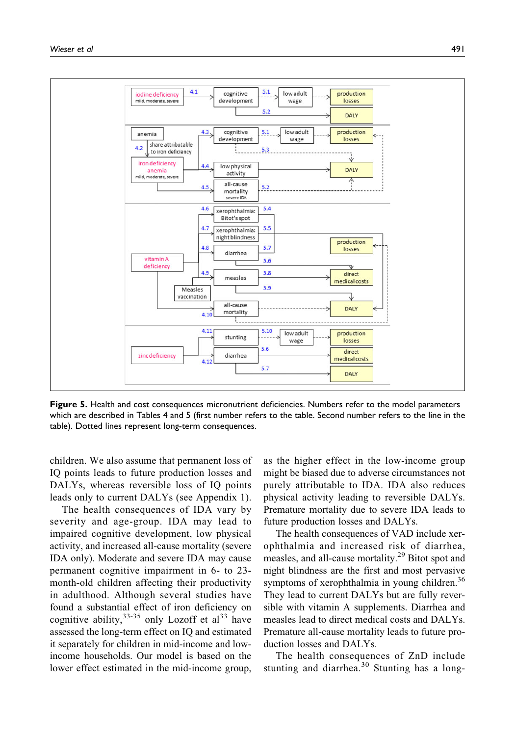**Figure 5.** Health and cost consequences micronutrient deficiencies. Numbers refer to the model parameters which are described in Tables 4 and 5 (first number refers to the table. Second number refers to the line in the table). Dotted lines represent long-term consequences.

children. We also assume that permanent loss of IQ points leads to future production losses and DALYs, whereas reversible loss of IQ points leads only to current DALYs (see Appendix 1).

The health consequences of IDA vary by severity and age-group. IDA may lead to impaired cognitive development, low physical activity, and increased all-cause mortality (severe IDA only). Moderate and severe IDA may cause permanent cognitive impairment in 6- to 23-month-old children affecting their productivity in adulthood. Although several studies have found a substantial effect of iron deficiency on cognitive ability,[33-35] only Lozoff et al[33] have assessed the long-term effect on IQ and estimated it separately for children in mid-income and low-income households. Our model is based on the lower effect estimated in the mid-income group, as the higher effect in the low-income group might be biased due to adverse circumstances not purely attributable to IDA. IDA also reduces physical activity leading to reversible DALYs. Premature mortality due to severe IDA leads to future production losses and DALYs.

The health consequences of VAD include xerophthalmia and increased risk of diarrhea, measles, and all-cause mortality.[29] Bitot spot and night blindness are the first and most pervasive symptoms of xerophthalmia in young children.[36] They lead to current DALYs but are fully reversible with vitamin A supplements. Diarrhea and measles lead to direct medical costs and DALYs. Premature all-cause mortality leads to future production losses and DALYs.

The health consequences of ZnD include stunting and diarrhea.[30] Stunting has a long-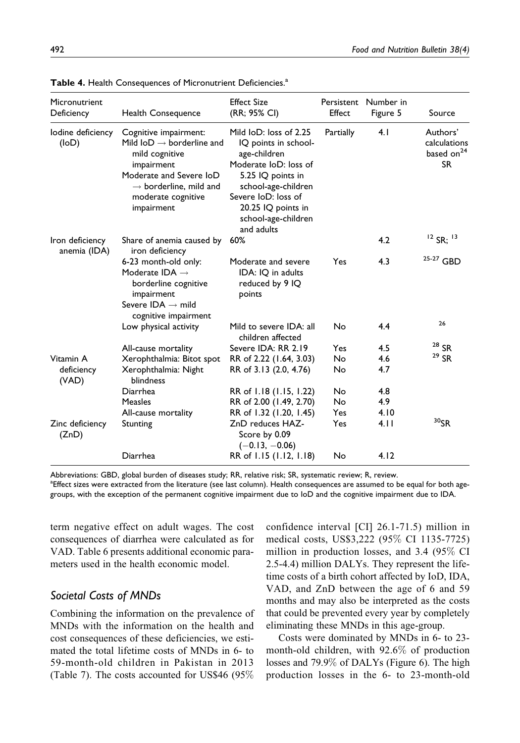**Table 4.** Health Consequences of Micronutrient Deficiencies.[a]

| Micronutrient Deficiency | Health Consequence | Effect Size (RR; 95% CI) | Persistent Effect | Number in Figure 5 | Source |
|---|---|---|---|---|---|
| Iodine deficiency (IoD) | Cognitive impairment: Mild IoD → borderline and mild cognitive impairment Moderate and Severe IoD → borderline, mild and moderate cognitive impairment | Mild IoD: loss of 2.25 IQ points in school-age-children Moderate IoD: loss of 5.25 IQ points in school-age-children Severe IoD: loss of 20.25 IQ points in school-age-children and adults | Partially | 4.1 | Authors' calculations based on[24] SR |
| Iron deficiency anemia (IDA) | Share of anemia caused by iron deficiency | 60% | | 4.2 | [12] SR; [13] |
| | 6-23 month-old only: Moderate IDA → borderline cognitive impairment Severe IDA → mild cognitive impairment | Moderate and severe IDA: IQ in adults reduced by 9 IQ points | Yes | 4.3 | [25-27] GBD |
| | Low physical activity | Mild to severe IDA: all children affected | No | 4.4 | [26] |
| | All-cause mortality | Severe IDA: RR 2.19 | Yes | 4.5 | [28] SR |
| Vitamin A deficiency (VAD) | Xerophthalmia: Bitot spot | RR of 2.22 (1.64, 3.03) | No | 4.6 | [29] SR |
| | Xerophthalmia: Night blindness | RR of 3.13 (2.0, 4.76) | No | 4.7 | |
| | Diarrhea | RR of 1.18 (1.15, 1.22) | No | 4.8 | |
| | Measles | RR of 2.00 (1.49, 2.70) | No | 4.9 | |
| | All-cause mortality | RR of 1.32 (1.20, 1.45) | Yes | 4.10 | |
| Zinc deficiency (ZnD) | Stunting | ZnD reduces HAZ-Score by 0.09 (−0.13, −0.06) | Yes | 4.11 | [30]SR |
| | Diarrhea | RR of 1.15 (1.12, 1.18) | No | 4.12 | |

Abbreviations: GBD, global burden of diseases study; RR, relative risk; SR, systematic review; R, review.
[a]Effect sizes were extracted from the literature (see last column). Health consequences are assumed to be equal for both age-groups, with the exception of the permanent cognitive impairment due to IoD and the cognitive impairment due to IDA.

term negative effect on adult wages. The cost consequences of diarrhea were calculated as for VAD. Table 6 presents additional economic parameters used in the health economic model.

## Societal Costs of MNDs

Combining the information on the prevalence of MNDs with the information on the health and cost consequences of these deficiencies, we estimated the total lifetime costs of MNDs in 6- to 59-month-old children in Pakistan in 2013 (Table 7). The costs accounted for US$46 (95% confidence interval [CI] 26.1-71.5) million in medical costs, US$3,222 (95% CI 1135-7725) million in production losses, and 3.4 (95% CI 2.5-4.4) million DALYs. They represent the lifetime costs of a birth cohort affected by IoD, IDA, VAD, and ZnD between the age of 6 and 59 months and may also be interpreted as the costs that could be prevented every year by completely eliminating these MNDs in this age-group.

Costs were dominated by MNDs in 6- to 23-month-old children, with 92.6% of production losses and 79.9% of DALYs (Figure 6). The high production losses in the 6- to 23-month-old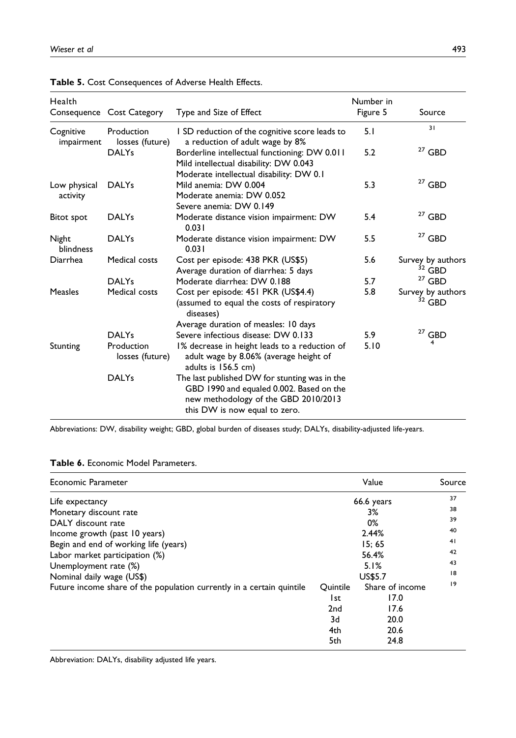**Table 5.** Cost Consequences of Adverse Health Effects.

| Health Consequence | Cost Category | Type and Size of Effect | Number in Figure 5 | Source |
|---|---|---|---|---|
| Cognitive impairment | Production losses (future) | 1 SD reduction of the cognitive score leads to a reduction of adult wage by 8% | 5.1 | [31] |
| | DALYs | Borderline intellectual functioning: DW 0.011<br>Mild intellectual disability: DW 0.043<br>Moderate intellectual disability: DW 0.1 | 5.2 | [27] GBD |
| Low physical activity | DALYs | Mild anemia: DW 0.004<br>Moderate anemia: DW 0.052<br>Severe anemia: DW 0.149 | 5.3 | [27] GBD |
| Bitot spot | DALYs | Moderate distance vision impairment: DW 0.031 | 5.4 | [27] GBD |
| Night blindness | DALYs | Moderate distance vision impairment: DW 0.031 | 5.5 | [27] GBD |
| Diarrhea | Medical costs | Cost per episode: 438 PKR (US$5)<br>Average duration of diarrhea: 5 days | 5.6 | Survey by authors<br>[32] GBD |
| | DALYs | Moderate diarrhea: DW 0.188 | 5.7 | [27] GBD |
| Measles | Medical costs | Cost per episode: 451 PKR (US$4.4) (assumed to equal the costs of respiratory diseases)<br>Average duration of measles: 10 days | 5.8 | Survey by authors<br>[32] GBD |
| | DALYs | Severe infectious disease: DW 0.133 | 5.9 | [27] GBD |
| Stunting | Production losses (future) | 1% decrease in height leads to a reduction of adult wage by 8.06% (average height of adults is 156.5 cm) | 5.10 | [4] |
| | DALYs | The last published DW for stunting was in the GBD 1990 and equaled 0.002. Based on the new methodology of the GBD 2010/2013 this DW is now equal to zero. | | |

Abbreviations: DW, disability weight; GBD, global burden of diseases study; DALYs, disability-adjusted life-years.

**Table 6.** Economic Model Parameters.

| Economic Parameter | Value | | Source |
|---|---|---|---|
| Life expectancy | 66.6 years | | [37] |
| Monetary discount rate | 3% | | [38] |
| DALY discount rate | 0% | | [39] |
| Income growth (past 10 years) | 2.44% | | [40] |
| Begin and end of working life (years) | 15; 65 | | [41] |
| Labor market participation (%) | 56.4% | | [42] |
| Unemployment rate (%) | 5.1% | | [43] |
| Nominal daily wage (US$) | US$5.7 | | [18] |
| Future income share of the population currently in a certain quintile | Quintile | Share of income | [19] |
| | 1st | 17.0 | |
| | 2nd | 17.6 | |
| | 3d | 20.0 | |
| | 4th | 20.6 | |
| | 5th | 24.8 | |

Abbreviation: DALYs, disability adjusted life years.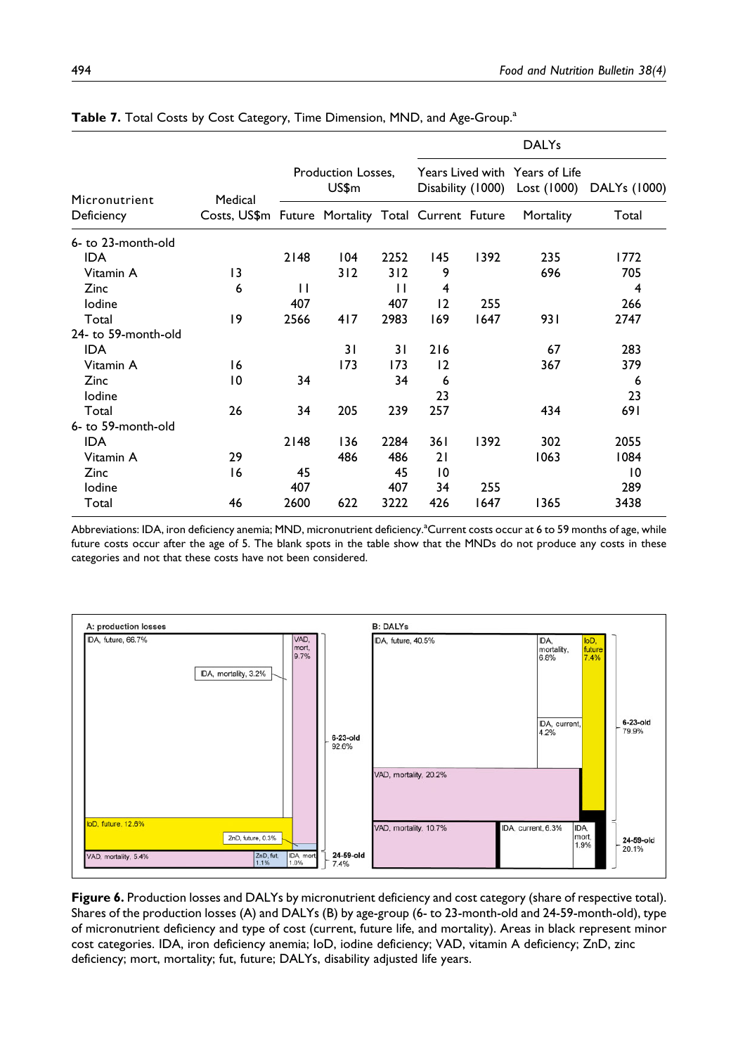**Table 7.** Total Costs by Cost Category, Time Dimension, MND, and Age-Group.[a]

| | | | | | DALYs | | | |
|---|---|---|---|---|---|---|---|---|
| | | Production Losses, US$m | | | Years Lived with Disability (1000) | | Years of Life Lost (1000) | DALYs (1000) |
| Micronutrient Deficiency | Medical Costs, US$m | Future | Mortality | Total | Current | Future | Mortality | Total |
| 6- to 23-month-old | | | | | | | | |
| IDA | | 2148 | 104 | 2252 | 145 | 1392 | 235 | 1772 |
| Vitamin A | 13 | | 312 | 312 | 9 | | 696 | 705 |
| Zinc | 6 | 11 | | 11 | 4 | | | 4 |
| Iodine | | 407 | | 407 | 12 | 255 | | 266 |
| Total | 19 | 2566 | 417 | 2983 | 169 | 1647 | 931 | 2747 |
| 24- to 59-month-old | | | | | | | | |
| IDA | | | 31 | 31 | 216 | | 67 | 283 |
| Vitamin A | 16 | | 173 | 173 | 12 | | 367 | 379 |
| Zinc | 10 | 34 | | 34 | 6 | | | 6 |
| Iodine | | | | | 23 | | | 23 |
| Total | 26 | 34 | 205 | 239 | 257 | | 434 | 691 |
| 6- to 59-month-old | | | | | | | | |
| IDA | | 2148 | 136 | 2284 | 361 | 1392 | 302 | 2055 |
| Vitamin A | 29 | | 486 | 486 | 21 | | 1063 | 1084 |
| Zinc | 16 | 45 | | 45 | 10 | | | 10 |
| Iodine | | 407 | | 407 | 34 | 255 | | 289 |
| Total | 46 | 2600 | 622 | 3222 | 426 | 1647 | 1365 | 3438 |

Abbreviations: IDA, iron deficiency anemia; MND, micronutrient deficiency.[a]Current costs occur at 6 to 59 months of age, while future costs occur after the age of 5. The blank spots in the table show that the MNDs do not produce any costs in these categories and not that these costs have not been considered.

**Figure 6.** Production losses and DALYs by micronutrient deficiency and cost category (share of respective total). Shares of the production losses (A) and DALYs (B) by age-group (6- to 23-month-old and 24-59-month-old), type of micronutrient deficiency and type of cost (current, future life, and mortality). Areas in black represent minor cost categories. IDA, iron deficiency anemia; IoD, iodine deficiency; VAD, vitamin A deficiency; ZnD, zinc deficiency; mort, mortality; fut, future; DALYs, disability adjusted life years.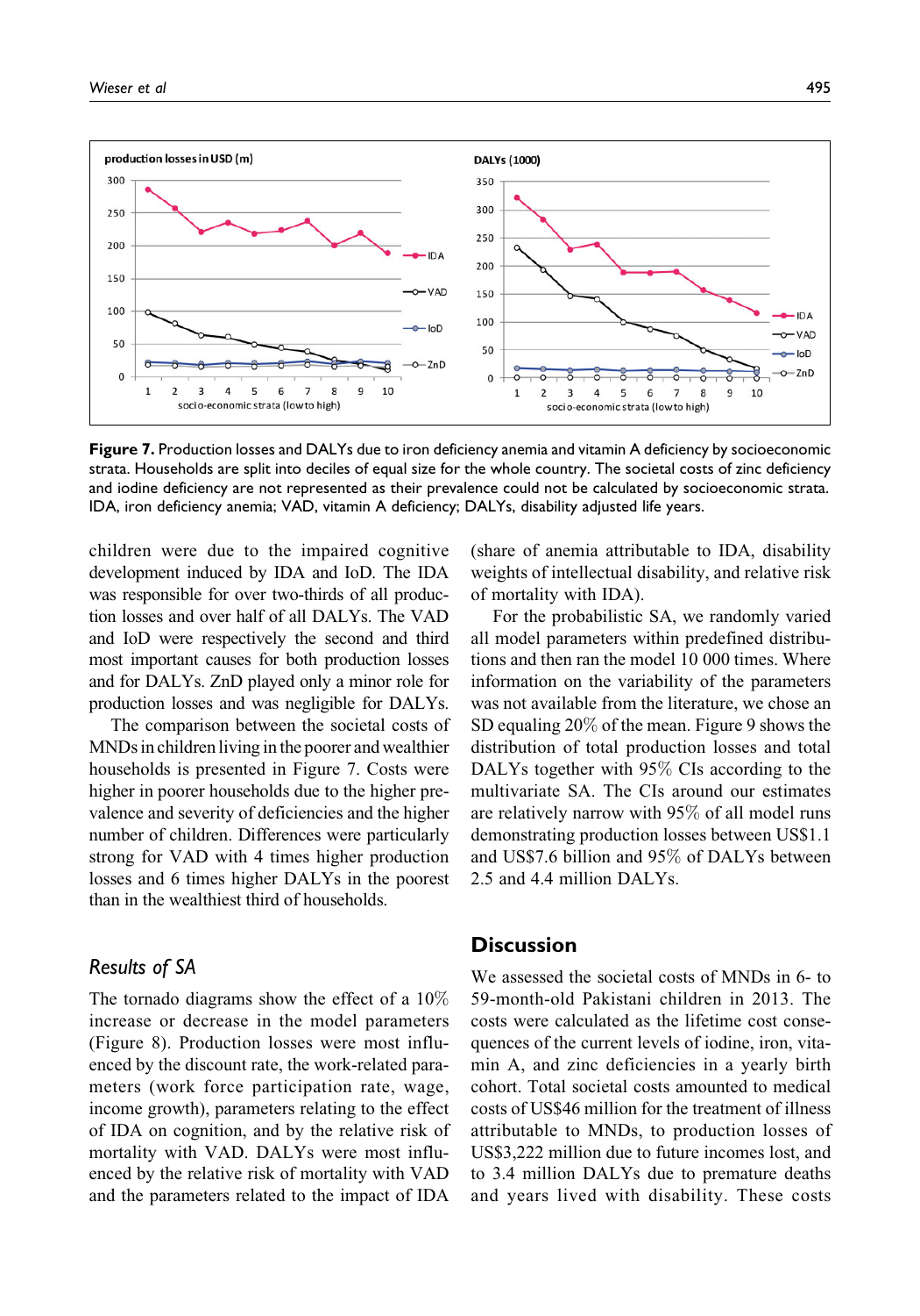Figure 7. Production losses and DALYs due to iron deficiency anemia and vitamin A deficiency by socioeconomic strata. Households are split into deciles of equal size for the whole country. The societal costs of zinc deficiency and iodine deficiency are not represented as their prevalence could not be calculated by socioeconomic strata. IDA, iron deficiency anemia; VAD, vitamin A deficiency; DALYs, disability adjusted life years.

children were due to the impaired cognitive development induced by IDA and IoD. The IDA was responsible for over two-thirds of all production losses and over half of all DALYs. The VAD and IoD were respectively the second and third most important causes for both production losses and for DALYs. ZnD played only a minor role for production losses and was negligible for DALYs.

The comparison between the societal costs of MNDs in children living in the poorer and wealthier households is presented in Figure 7. Costs were higher in poorer households due to the higher prevalence and severity of deficiencies and the higher number of children. Differences were particularly strong for VAD with 4 times higher production losses and 6 times higher DALYs in the poorest than in the wealthiest third of households.

### Results of SA

The tornado diagrams show the effect of a 10% increase or decrease in the model parameters (Figure 8). Production losses were most influenced by the discount rate, the work-related parameters (work force participation rate, wage, income growth), parameters relating to the effect of IDA on cognition, and by the relative risk of mortality with VAD. DALYs were most influenced by the relative risk of mortality with VAD and the parameters related to the impact of IDA (share of anemia attributable to IDA, disability weights of intellectual disability, and relative risk of mortality with IDA).

For the probabilistic SA, we randomly varied all model parameters within predefined distributions and then ran the model 10 000 times. Where information on the variability of the parameters was not available from the literature, we chose an SD equaling 20% of the mean. Figure 9 shows the distribution of total production losses and total DALYs together with 95% CIs according to the multivariate SA. The CIs around our estimates are relatively narrow with 95% of all model runs demonstrating production losses between US$1.1 and US$7.6 billion and 95% of DALYs between 2.5 and 4.4 million DALYs.

## Discussion

We assessed the societal costs of MNDs in 6- to 59-month-old Pakistani children in 2013. The costs were calculated as the lifetime cost consequences of the current levels of iodine, iron, vitamin A, and zinc deficiencies in a yearly birth cohort. Total societal costs amounted to medical costs of US$46 million for the treatment of illness attributable to MNDs, to production losses of US$3,222 million due to future incomes lost, and to 3.4 million DALYs due to premature deaths and years lived with disability. These costs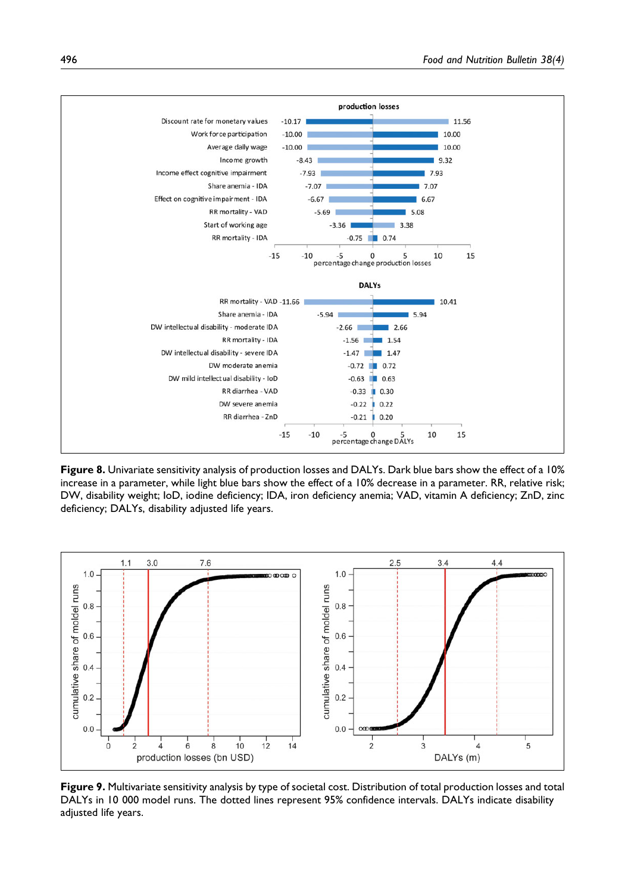**Figure 8.** Univariate sensitivity analysis of production losses and DALYs. Dark blue bars show the effect of a 10% increase in a parameter, while light blue bars show the effect of a 10% decrease in a parameter. RR, relative risk; DW, disability weight; IoD, iodine deficiency; IDA, iron deficiency anemia; VAD, vitamin A deficiency; ZnD, zinc deficiency; DALYs, disability adjusted life years.

**Figure 9.** Multivariate sensitivity analysis by type of societal cost. Distribution of total production losses and total DALYs in 10 000 model runs. The dotted lines represent 95% confidence intervals. DALYs indicate disability adjusted life years.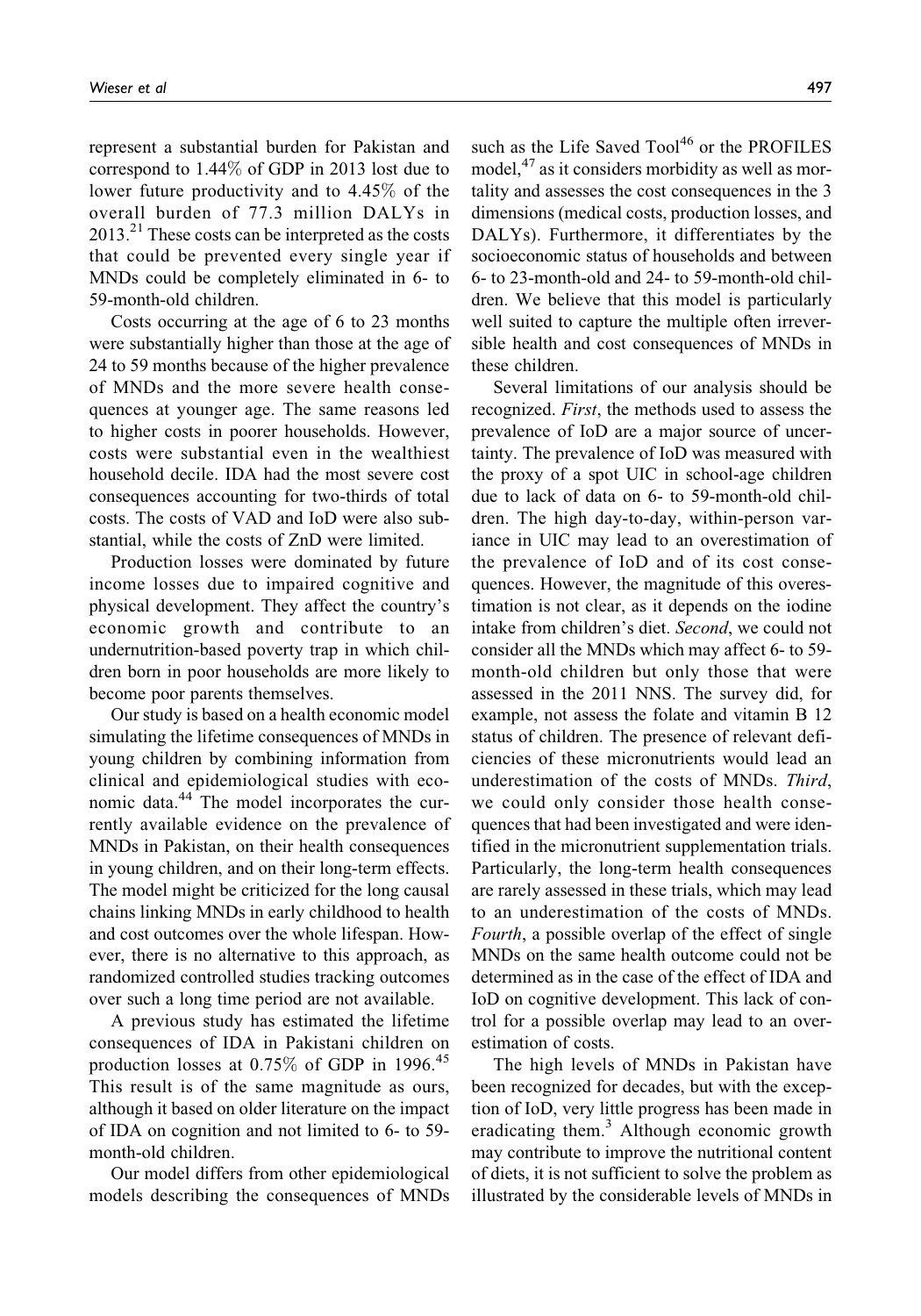represent a substantial burden for Pakistan and correspond to 1.44% of GDP in 2013 lost due to lower future productivity and to 4.45% of the overall burden of 77.3 million DALYs in 2013.[21] These costs can be interpreted as the costs that could be prevented every single year if MNDs could be completely eliminated in 6- to 59-month-old children.

Costs occurring at the age of 6 to 23 months were substantially higher than those at the age of 24 to 59 months because of the higher prevalence of MNDs and the more severe health consequences at younger age. The same reasons led to higher costs in poorer households. However, costs were substantial even in the wealthiest household decile. IDA had the most severe cost consequences accounting for two-thirds of total costs. The costs of VAD and IoD were also substantial, while the costs of ZnD were limited.

Production losses were dominated by future income losses due to impaired cognitive and physical development. They affect the country's economic growth and contribute to an undernutrition-based poverty trap in which children born in poor households are more likely to become poor parents themselves.

Our study is based on a health economic model simulating the lifetime consequences of MNDs in young children by combining information from clinical and epidemiological studies with economic data.[44] The model incorporates the currently available evidence on the prevalence of MNDs in Pakistan, on their health consequences in young children, and on their long-term effects. The model might be criticized for the long causal chains linking MNDs in early childhood to health and cost outcomes over the whole lifespan. However, there is no alternative to this approach, as randomized controlled studies tracking outcomes over such a long time period are not available.

A previous study has estimated the lifetime consequences of IDA in Pakistani children on production losses at 0.75% of GDP in 1996.[45] This result is of the same magnitude as ours, although it based on older literature on the impact of IDA on cognition and not limited to 6- to 59-month-old children.

Our model differs from other epidemiological models describing the consequences of MNDs such as the Life Saved Tool[46] or the PROFILES model,[47] as it considers morbidity as well as mortality and assesses the cost consequences in the 3 dimensions (medical costs, production losses, and DALYs). Furthermore, it differentiates by the socioeconomic status of households and between 6- to 23-month-old and 24- to 59-month-old children. We believe that this model is particularly well suited to capture the multiple often irreversible health and cost consequences of MNDs in these children.

Several limitations of our analysis should be recognized. *First*, the methods used to assess the prevalence of IoD are a major source of uncertainty. The prevalence of IoD was measured with the proxy of a spot UIC in school-age children due to lack of data on 6- to 59-month-old children. The high day-to-day, within-person variance in UIC may lead to an overestimation of the prevalence of IoD and of its cost consequences. However, the magnitude of this overestimation is not clear, as it depends on the iodine intake from children's diet. *Second*, we could not consider all the MNDs which may affect 6- to 59-month-old children but only those that were assessed in the 2011 NNS. The survey did, for example, not assess the folate and vitamin B 12 status of children. The presence of relevant deficiencies of these micronutrients would lead an underestimation of the costs of MNDs. *Third*, we could only consider those health consequences that had been investigated and were identified in the micronutrient supplementation trials. Particularly, the long-term health consequences are rarely assessed in these trials, which may lead to an underestimation of the costs of MNDs. *Fourth*, a possible overlap of the effect of single MNDs on the same health outcome could not be determined as in the case of the effect of IDA and IoD on cognitive development. This lack of control for a possible overlap may lead to an overestimation of costs.

The high levels of MNDs in Pakistan have been recognized for decades, but with the exception of IoD, very little progress has been made in eradicating them.[3] Although economic growth may contribute to improve the nutritional content of diets, it is not sufficient to solve the problem as illustrated by the considerable levels of MNDs in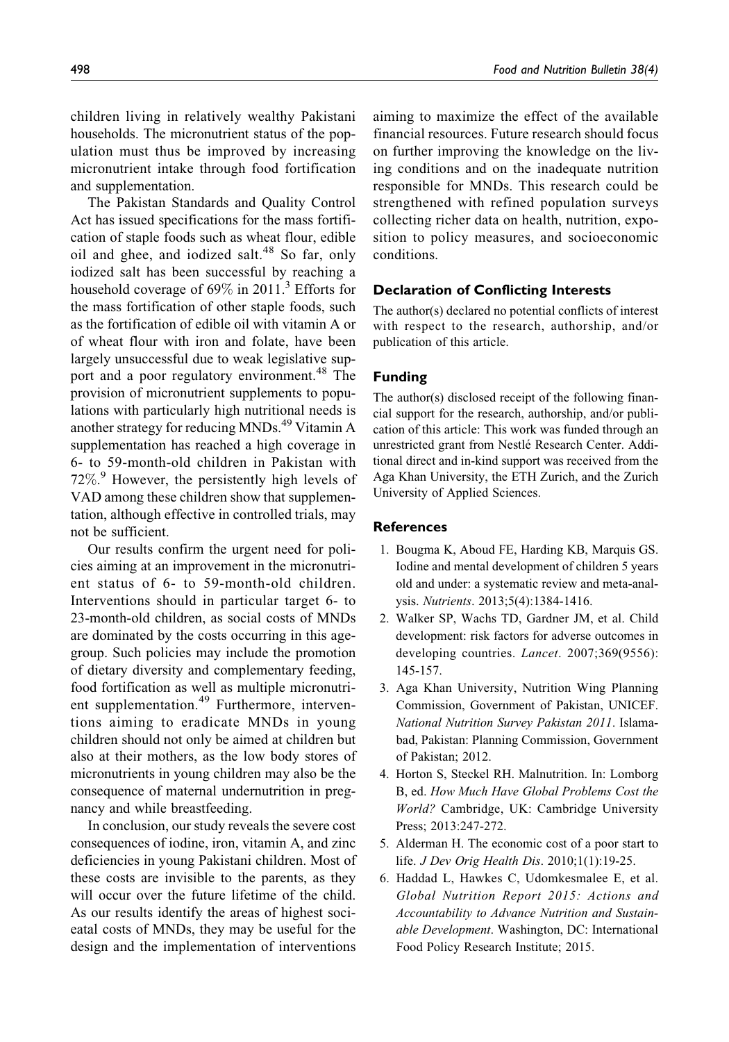children living in relatively wealthy Pakistani households. The micronutrient status of the population must thus be improved by increasing micronutrient intake through food fortification and supplementation.

The Pakistan Standards and Quality Control Act has issued specifications for the mass fortification of staple foods such as wheat flour, edible oil and ghee, and iodized salt.[48] So far, only iodized salt has been successful by reaching a household coverage of 69% in 2011.[3] Efforts for the mass fortification of other staple foods, such as the fortification of edible oil with vitamin A or of wheat flour with iron and folate, have been largely unsuccessful due to weak legislative support and a poor regulatory environment.[48] The provision of micronutrient supplements to populations with particularly high nutritional needs is another strategy for reducing MNDs.[49] Vitamin A supplementation has reached a high coverage in 6- to 59-month-old children in Pakistan with 72%.[9] However, the persistently high levels of VAD among these children show that supplementation, although effective in controlled trials, may not be sufficient.

Our results confirm the urgent need for policies aiming at an improvement in the micronutrient status of 6- to 59-month-old children. Interventions should in particular target 6- to 23-month-old children, as social costs of MNDs are dominated by the costs occurring in this age-group. Such policies may include the promotion of dietary diversity and complementary feeding, food fortification as well as multiple micronutrient supplementation.[49] Furthermore, interventions aiming to eradicate MNDs in young children should not only be aimed at children but also at their mothers, as the low body stores of micronutrients in young children may also be the consequence of maternal undernutrition in pregnancy and while breastfeeding.

In conclusion, our study reveals the severe cost consequences of iodine, iron, vitamin A, and zinc deficiencies in young Pakistani children. Most of these costs are invisible to the parents, as they will occur over the future lifetime of the child. As our results identify the areas of highest societal costs of MNDs, they may be useful for the design and the implementation of interventions aiming to maximize the effect of the available financial resources. Future research should focus on further improving the knowledge on the living conditions and on the inadequate nutrition responsible for MNDs. This research could be strengthened with refined population surveys collecting richer data on health, nutrition, exposition to policy measures, and socioeconomic conditions.

## Declaration of Conflicting Interests

The author(s) declared no potential conflicts of interest with respect to the research, authorship, and/or publication of this article.

## Funding

The author(s) disclosed receipt of the following financial support for the research, authorship, and/or publication of this article: This work was funded through an unrestricted grant from Nestlé Research Center. Additional direct and in-kind support was received from the Aga Khan University, the ETH Zurich, and the Zurich University of Applied Sciences.

## References

1. Bougma K, Aboud FE, Harding KB, Marquis GS. Iodine and mental development of children 5 years old and under: a systematic review and meta-analysis. *Nutrients*. 2013;5(4):1384-1416.
2. Walker SP, Wachs TD, Gardner JM, et al. Child development: risk factors for adverse outcomes in developing countries. *Lancet*. 2007;369(9556):145-157.
3. Aga Khan University, Nutrition Wing Planning Commission, Government of Pakistan, UNICEF. *National Nutrition Survey Pakistan 2011*. Islamabad, Pakistan: Planning Commission, Government of Pakistan; 2012.
4. Horton S, Steckel RH. Malnutrition. In: Lomborg B, ed. *How Much Have Global Problems Cost the World?* Cambridge, UK: Cambridge University Press; 2013:247-272.
5. Alderman H. The economic cost of a poor start to life. *J Dev Orig Health Dis*. 2010;1(1):19-25.
6. Haddad L, Hawkes C, Udomkesmalee E, et al. *Global Nutrition Report 2015: Actions and Accountability to Advance Nutrition and Sustainable Development*. Washington, DC: International Food Policy Research Institute; 2015.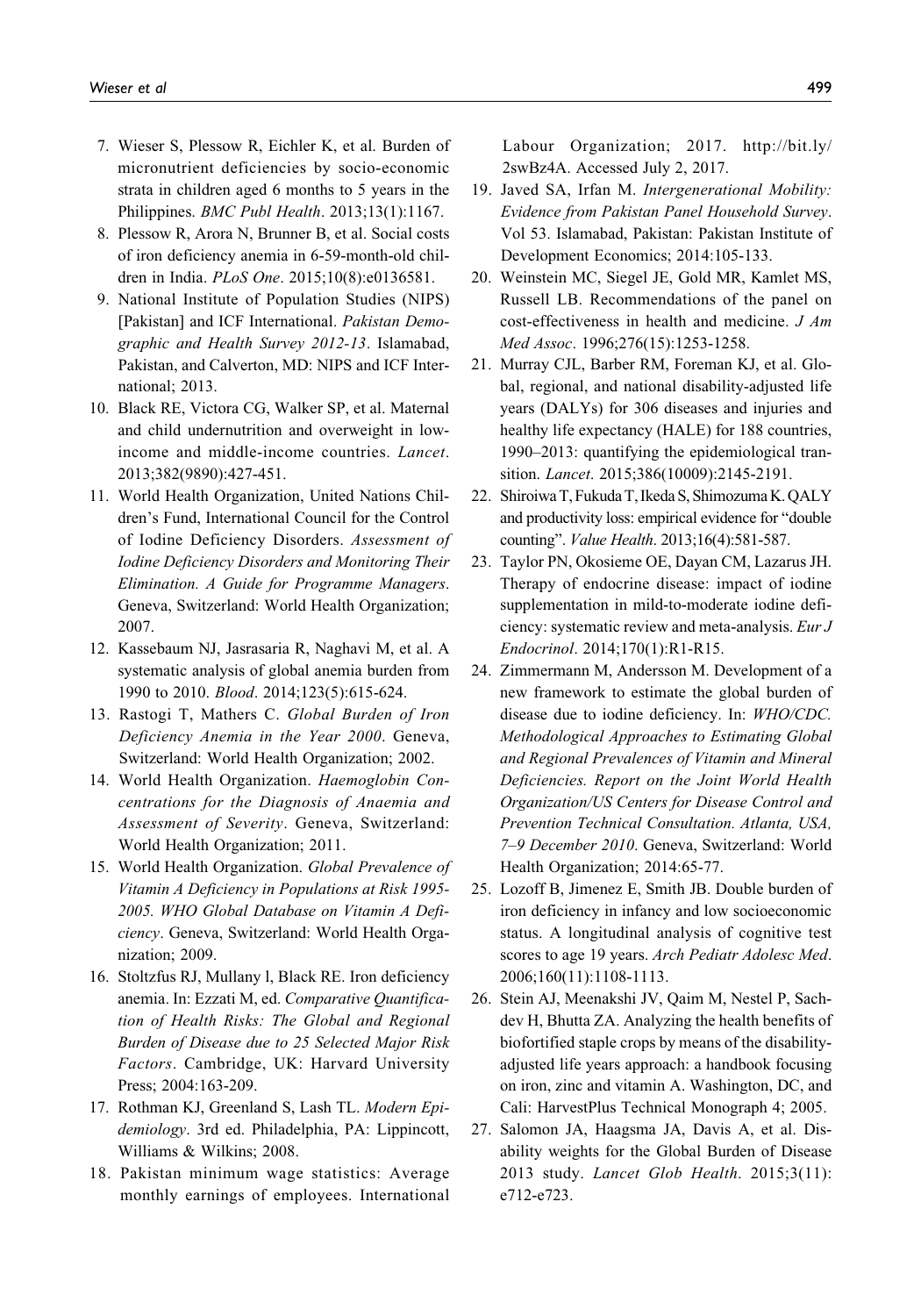7. Wieser S, Plessow R, Eichler K, et al. Burden of micronutrient deficiencies by socio-economic strata in children aged 6 months to 5 years in the Philippines. *BMC Publ Health*. 2013;13(1):1167.
8. Plessow R, Arora N, Brunner B, et al. Social costs of iron deficiency anemia in 6-59-month-old children in India. *PLoS One*. 2015;10(8):e0136581.
9. National Institute of Population Studies (NIPS) [Pakistan] and ICF International. *Pakistan Demographic and Health Survey 2012-13*. Islamabad, Pakistan, and Calverton, MD: NIPS and ICF International; 2013.
10. Black RE, Victora CG, Walker SP, et al. Maternal and child undernutrition and overweight in low-income and middle-income countries. *Lancet*. 2013;382(9890):427-451.
11. World Health Organization, United Nations Children's Fund, International Council for the Control of Iodine Deficiency Disorders. *Assessment of Iodine Deficiency Disorders and Monitoring Their Elimination. A Guide for Programme Managers*. Geneva, Switzerland: World Health Organization; 2007.
12. Kassebaum NJ, Jasrasaria R, Naghavi M, et al. A systematic analysis of global anemia burden from 1990 to 2010. *Blood*. 2014;123(5):615-624.
13. Rastogi T, Mathers C. *Global Burden of Iron Deficiency Anemia in the Year 2000*. Geneva, Switzerland: World Health Organization; 2002.
14. World Health Organization. *Haemoglobin Concentrations for the Diagnosis of Anaemia and Assessment of Severity*. Geneva, Switzerland: World Health Organization; 2011.
15. World Health Organization. *Global Prevalence of Vitamin A Deficiency in Populations at Risk 1995-2005. WHO Global Database on Vitamin A Deficiency*. Geneva, Switzerland: World Health Organization; 2009.
16. Stoltzfus RJ, Mullany l, Black RE. Iron deficiency anemia. In: Ezzati M, ed. *Comparative Quantification of Health Risks: The Global and Regional Burden of Disease due to 25 Selected Major Risk Factors*. Cambridge, UK: Harvard University Press; 2004:163-209.
17. Rothman KJ, Greenland S, Lash TL. *Modern Epidemiology*. 3rd ed. Philadelphia, PA: Lippincott, Williams & Wilkins; 2008.
18. Pakistan minimum wage statistics: Average monthly earnings of employees. International Labour Organization; 2017. http://bit.ly/2swBz4A. Accessed July 2, 2017.
19. Javed SA, Irfan M. *Intergenerational Mobility: Evidence from Pakistan Panel Household Survey*. Vol 53. Islamabad, Pakistan: Pakistan Institute of Development Economics; 2014:105-133.
20. Weinstein MC, Siegel JE, Gold MR, Kamlet MS, Russell LB. Recommendations of the panel on cost-effectiveness in health and medicine. *J Am Med Assoc*. 1996;276(15):1253-1258.
21. Murray CJL, Barber RM, Foreman KJ, et al. Global, regional, and national disability-adjusted life years (DALYs) for 306 diseases and injuries and healthy life expectancy (HALE) for 188 countries, 1990–2013: quantifying the epidemiological transition. *Lancet*. 2015;386(10009):2145-2191.
22. Shiroiwa T, Fukuda T, Ikeda S, Shimozuma K. QALY and productivity loss: empirical evidence for "double counting". *Value Health*. 2013;16(4):581-587.
23. Taylor PN, Okosieme OE, Dayan CM, Lazarus JH. Therapy of endocrine disease: impact of iodine supplementation in mild-to-moderate iodine deficiency: systematic review and meta-analysis. *Eur J Endocrinol*. 2014;170(1):R1-R15.
24. Zimmermann M, Andersson M. Development of a new framework to estimate the global burden of disease due to iodine deficiency. In: *WHO/CDC. Methodological Approaches to Estimating Global and Regional Prevalences of Vitamin and Mineral Deficiencies. Report on the Joint World Health Organization/US Centers for Disease Control and Prevention Technical Consultation. Atlanta, USA, 7–9 December 2010*. Geneva, Switzerland: World Health Organization; 2014:65-77.
25. Lozoff B, Jimenez E, Smith JB. Double burden of iron deficiency in infancy and low socioeconomic status. A longitudinal analysis of cognitive test scores to age 19 years. *Arch Pediatr Adolesc Med*. 2006;160(11):1108-1113.
26. Stein AJ, Meenakshi JV, Qaim M, Nestel P, Sachdev H, Bhutta ZA. Analyzing the health benefits of biofortified staple crops by means of the disability-adjusted life years approach: a handbook focusing on iron, zinc and vitamin A. Washington, DC, and Cali: HarvestPlus Technical Monograph 4; 2005.
27. Salomon JA, Haagsma JA, Davis A, et al. Disability weights for the Global Burden of Disease 2013 study. *Lancet Glob Health*. 2015;3(11):e712-e723.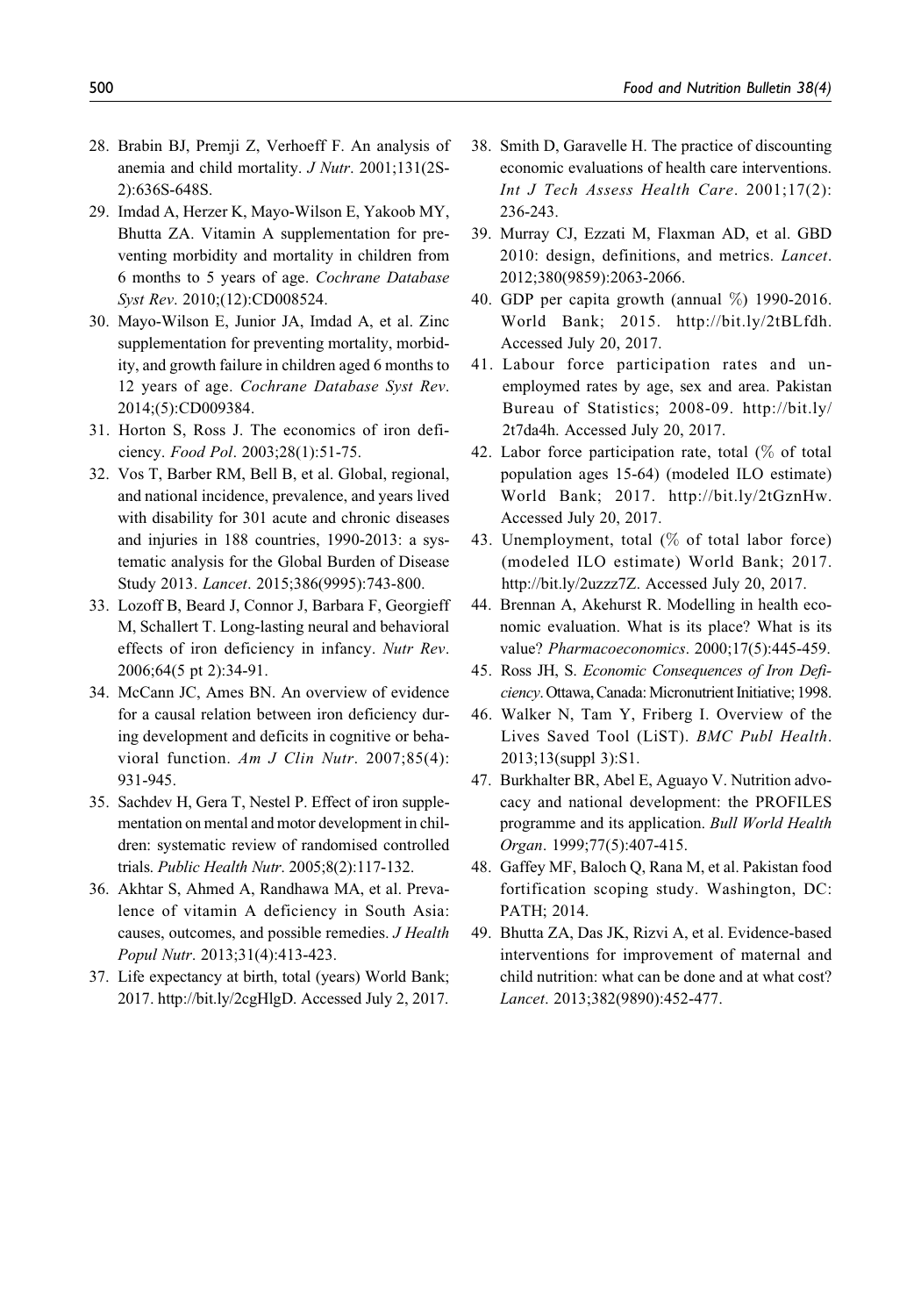28. Brabin BJ, Premji Z, Verhoeff F. An analysis of anemia and child mortality. *J Nutr*. 2001;131(2S-2):636S-648S.
29. Imdad A, Herzer K, Mayo-Wilson E, Yakoob MY, Bhutta ZA. Vitamin A supplementation for preventing morbidity and mortality in children from 6 months to 5 years of age. *Cochrane Database Syst Rev*. 2010;(12):CD008524.
30. Mayo-Wilson E, Junior JA, Imdad A, et al. Zinc supplementation for preventing mortality, morbidity, and growth failure in children aged 6 months to 12 years of age. *Cochrane Database Syst Rev*. 2014;(5):CD009384.
31. Horton S, Ross J. The economics of iron deficiency. *Food Pol*. 2003;28(1):51-75.
32. Vos T, Barber RM, Bell B, et al. Global, regional, and national incidence, prevalence, and years lived with disability for 301 acute and chronic diseases and injuries in 188 countries, 1990-2013: a systematic analysis for the Global Burden of Disease Study 2013. *Lancet*. 2015;386(9995):743-800.
33. Lozoff B, Beard J, Connor J, Barbara F, Georgieff M, Schallert T. Long-lasting neural and behavioral effects of iron deficiency in infancy. *Nutr Rev*. 2006;64(5 pt 2):34-91.
34. McCann JC, Ames BN. An overview of evidence for a causal relation between iron deficiency during development and deficits in cognitive or behavioral function. *Am J Clin Nutr*. 2007;85(4):931-945.
35. Sachdev H, Gera T, Nestel P. Effect of iron supplementation on mental and motor development in children: systematic review of randomised controlled trials. *Public Health Nutr*. 2005;8(2):117-132.
36. Akhtar S, Ahmed A, Randhawa MA, et al. Prevalence of vitamin A deficiency in South Asia: causes, outcomes, and possible remedies. *J Health Popul Nutr*. 2013;31(4):413-423.
37. Life expectancy at birth, total (years) World Bank; 2017. http://bit.ly/2cgHlgD. Accessed July 2, 2017.
38. Smith D, Garavelle H. The practice of discounting economic evaluations of health care interventions. *Int J Tech Assess Health Care*. 2001;17(2):236-243.
39. Murray CJ, Ezzati M, Flaxman AD, et al. GBD 2010: design, definitions, and metrics. *Lancet*. 2012;380(9859):2063-2066.
40. GDP per capita growth (annual %) 1990-2016. World Bank; 2015. http://bit.ly/2tBLfdh. Accessed July 20, 2017.
41. Labour force participation rates and unemploymed rates by age, sex and area. Pakistan Bureau of Statistics; 2008-09. http://bit.ly/2t7da4h. Accessed July 20, 2017.
42. Labor force participation rate, total (% of total population ages 15-64) (modeled ILO estimate) World Bank; 2017. http://bit.ly/2tGznHw. Accessed July 20, 2017.
43. Unemployment, total (% of total labor force) (modeled ILO estimate) World Bank; 2017. http://bit.ly/2uzzz7Z. Accessed July 20, 2017.
44. Brennan A, Akehurst R. Modelling in health economic evaluation. What is its place? What is its value? *Pharmacoeconomics*. 2000;17(5):445-459.
45. Ross JH, S. *Economic Consequences of Iron Deficiency*. Ottawa, Canada: Micronutrient Initiative; 1998.
46. Walker N, Tam Y, Friberg I. Overview of the Lives Saved Tool (LiST). *BMC Publ Health*. 2013;13(suppl 3):S1.
47. Burkhalter BR, Abel E, Aguayo V. Nutrition advocacy and national development: the PROFILES programme and its application. *Bull World Health Organ*. 1999;77(5):407-415.
48. Gaffey MF, Baloch Q, Rana M, et al. Pakistan food fortification scoping study. Washington, DC: PATH; 2014.
49. Bhutta ZA, Das JK, Rizvi A, et al. Evidence-based interventions for improvement of maternal and child nutrition: what can be done and at what cost? *Lancet*. 2013;382(9890):452-477.